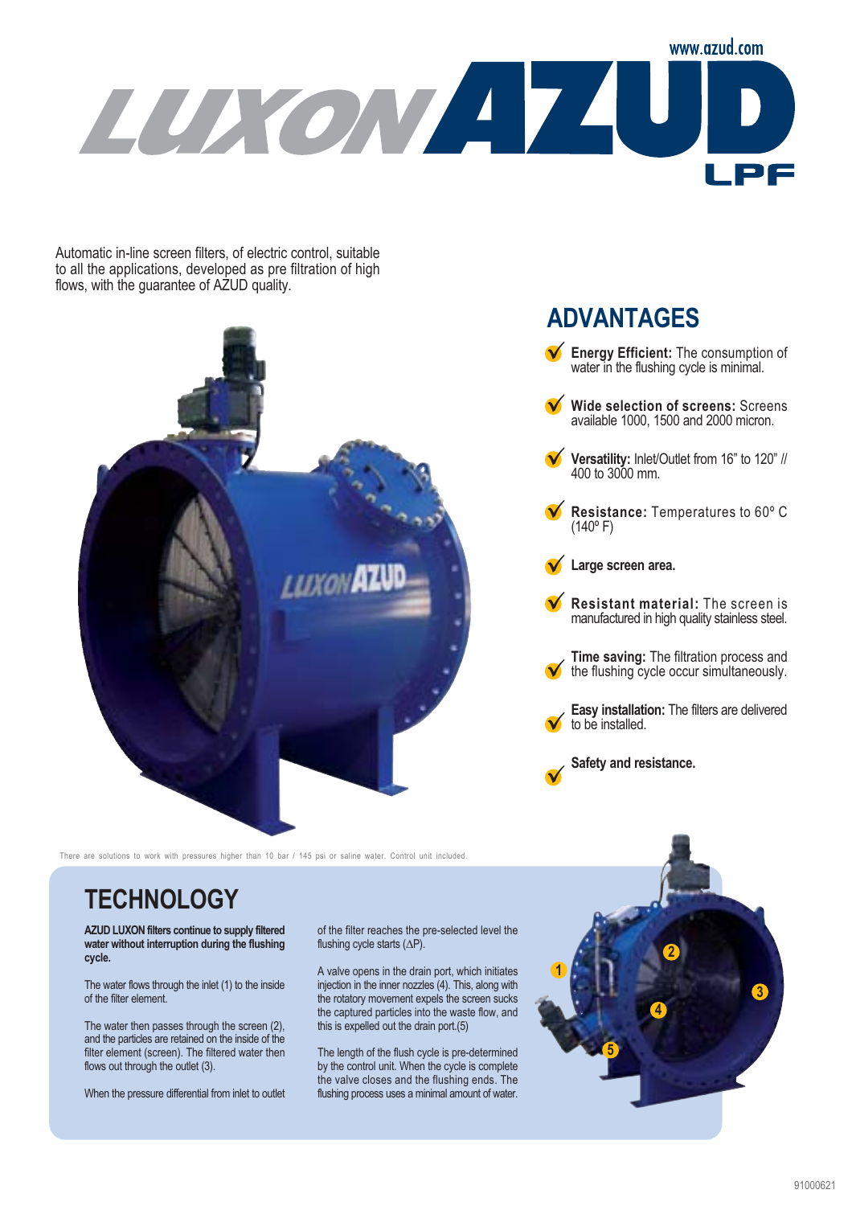www.azud.com

# LUXON AZUD LPF

Automatic in-line screen filters, of electric control, suitable to all the applications, developed as pre filtration of high flows, with the guarantee of AZUD quality.

## ADVANTAGES

- **Energy Efficient:** The consumption of water in the flushing cycle is minimal.
- **Wide selection of screens:** Screens available 1000, 1500 and 2000 micron.
- **Versatility:** Inlet/Outlet from 16" to 120" // 400 to 3000 mm.
- **Resistance:** Temperatures to 60º C (140º F)
- **Large screen area.**
- **Resistant material:** The screen is manufactured in high quality stainless steel.
- **Time saving:** The filtration process and the flushing cycle occur simultaneously.
- **Easy installation:** The filters are delivered to be installed.
- **Safety and resistance.**

There are solutions to work with pressures higher than 10 bar / 145 psi or saline water. Control unit included.

## TECHNOLOGY

**AZUD LUXON filters continue to supply filtered water without interruption during the flushing cycle.**

The water flows through the inlet (1) to the inside of the filter element.

The water then passes through the screen (2), and the particles are retained on the inside of the filter element (screen). The filtered water then flows out through the outlet (3).

When the pressure differential from inlet to outlet of the filter reaches the pre-selected level the flushing cycle starts ($\Delta P$).

A valve opens in the drain port, which initiates injection in the inner nozzles (4). This, along with the rotatory movement expels the screen sucks the captured particles into the waste flow, and this is expelled out the drain port.(5)

The length of the flush cycle is pre-determined by the control unit. When the cycle is complete the valve closes and the flushing ends. The flushing process uses a minimal amount of water.

91000621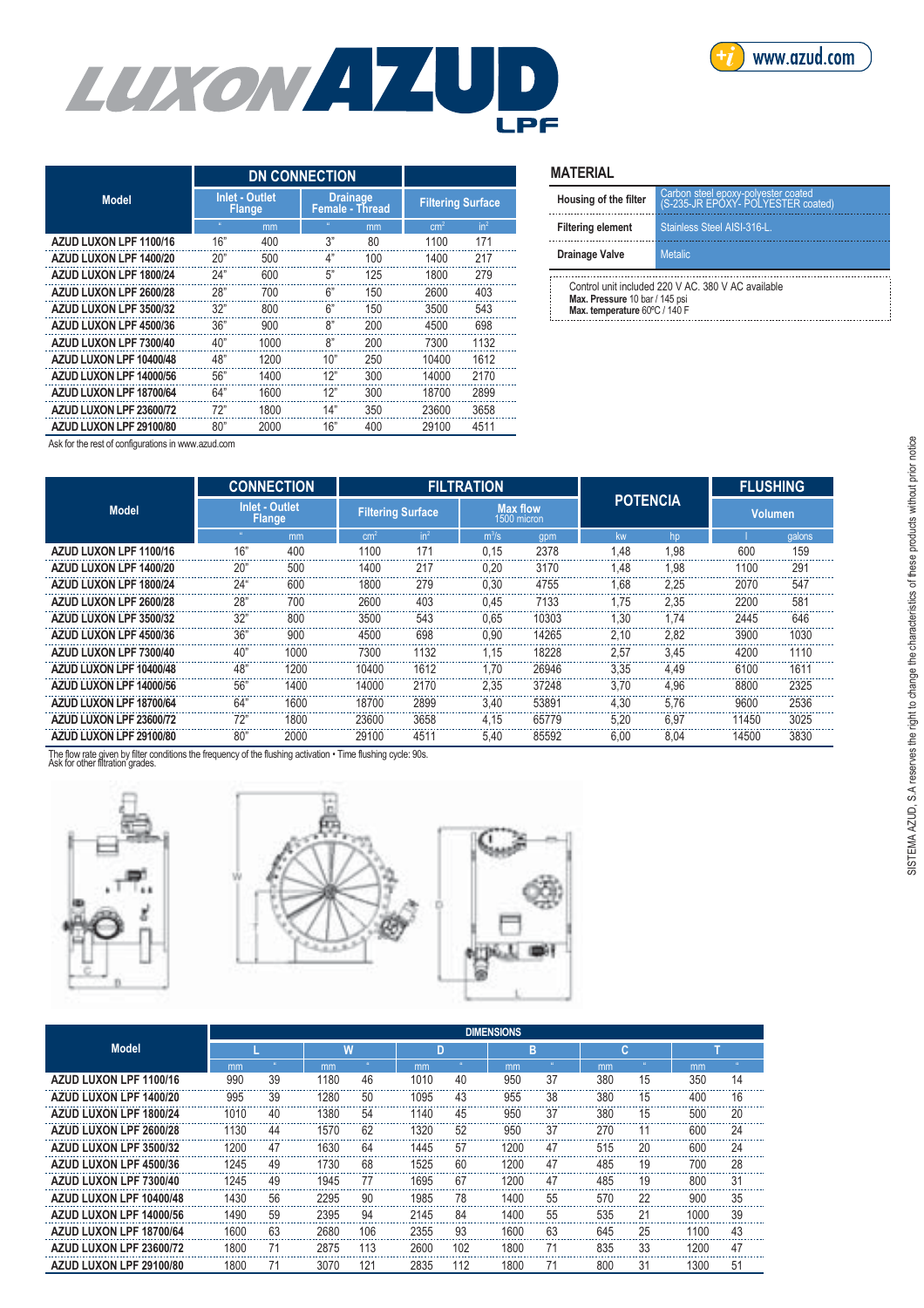# LUXON AZUD LPF

www.azud.com

| Model | DN CONNECTION | | | | Filtering Surface | |
|---|---|---|---|---|---|---|
| | Inlet - Outlet Flange | | Drainage Female - Thread | | | |
| | " | mm | " | mm | cm² | in² |
| AZUD LUXON LPF 1100/16 | 16" | 400 | 3" | 80 | 1100 | 171 |
| AZUD LUXON LPF 1400/20 | 20" | 500 | 4" | 100 | 1400 | 217 |
| AZUD LUXON LPF 1800/24 | 24" | 600 | 5" | 125 | 1800 | 279 |
| AZUD LUXON LPF 2600/28 | 28" | 700 | 6" | 150 | 2600 | 403 |
| AZUD LUXON LPF 3500/32 | 32" | 800 | 6" | 150 | 3500 | 543 |
| AZUD LUXON LPF 4500/36 | 36" | 900 | 8" | 200 | 4500 | 698 |
| AZUD LUXON LPF 7300/40 | 40" | 1000 | 8" | 200 | 7300 | 1132 |
| AZUD LUXON LPF 10400/48 | 48" | 1200 | 10" | 250 | 10400 | 1612 |
| AZUD LUXON LPF 14000/56 | 56" | 1400 | 12" | 300 | 14000 | 2170 |
| AZUD LUXON LPF 18700/64 | 64" | 1600 | 12" | 300 | 18700 | 2899 |
| AZUD LUXON LPF 23600/72 | 72" | 1800 | 14" | 350 | 23600 | 3658 |
| AZUD LUXON LPF 29100/80 | 80" | 2000 | 16" | 400 | 29100 | 4511 |

Ask for the rest of configurations in www.azud.com

## MATERIAL

| | |
|---|---|
| Housing of the filter | Carbon steel epoxy-polyester coated (S-235-JR EPOXY- POLYESTER coated) |
| Filtering element | Stainless Steel AISI-316-L. |
| Drainage Valve | Metalic |

Control unit included 220 V AC. 380 V AC available
**Max. Pressure** 10 bar / 145 psi
**Max. temperature** 60ºC / 140 F

| Model | CONNECTION | | FILTRATION | | | | POTENCIA | | FLUSHING | |
|---|---|---|---|---|---|---|---|---|---|---|
| | Inlet - Outlet Flange | | Filtering Surface | | Max flow 1500 micron | | | | Volumen | |
| | " | mm | cm² | in² | m³/s | gpm | kw | hp | l | galons |
| AZUD LUXON LPF 1100/16 | 16" | 400 | 1100 | 171 | 0,15 | 2378 | 1,48 | 1,98 | 600 | 159 |
| AZUD LUXON LPF 1400/20 | 20" | 500 | 1400 | 217 | 0,20 | 3170 | 1,48 | 1,98 | 1100 | 291 |
| AZUD LUXON LPF 1800/24 | 24" | 600 | 1800 | 279 | 0,30 | 4755 | 1,68 | 2,25 | 2070 | 547 |
| AZUD LUXON LPF 2600/28 | 28" | 700 | 2600 | 403 | 0,45 | 7133 | 1,75 | 2,35 | 2200 | 581 |
| AZUD LUXON LPF 3500/32 | 32" | 800 | 3500 | 543 | 0,65 | 10303 | 1,30 | 1,74 | 2445 | 646 |
| AZUD LUXON LPF 4500/36 | 36" | 900 | 4500 | 698 | 0,90 | 14265 | 2,10 | 2,82 | 3900 | 1030 |
| AZUD LUXON LPF 7300/40 | 40" | 1000 | 7300 | 1132 | 1,15 | 18228 | 2,57 | 3,45 | 4200 | 1110 |
| AZUD LUXON LPF 10400/48 | 48" | 1200 | 10400 | 1612 | 1,70 | 26946 | 3,35 | 4,49 | 6100 | 1611 |
| AZUD LUXON LPF 14000/56 | 56" | 1400 | 14000 | 2170 | 2,35 | 37248 | 3,70 | 4,96 | 8800 | 2325 |
| AZUD LUXON LPF 18700/64 | 64" | 1600 | 18700 | 2899 | 3,40 | 53891 | 4,30 | 5,76 | 9600 | 2536 |
| AZUD LUXON LPF 23600/72 | 72" | 1800 | 23600 | 3658 | 4,15 | 65779 | 5,20 | 6,97 | 11450 | 3025 |
| AZUD LUXON LPF 29100/80 | 80" | 2000 | 29100 | 4511 | 5,40 | 85592 | 6,00 | 8,04 | 14500 | 3830 |

The flow rate given by filter conditions the frequency of the flushing activation • Time flushing cycle: 90s.
Ask for other filtration grades.

| Model | DIMENSIONS | | | | | | | | | | | |
|---|---|---|---|---|---|---|---|---|---|---|---|---|
| | L | | W | | D | | B | | C | | T | |
| | mm | " | mm | " | mm | " | mm | " | mm | " | mm | " |
| AZUD LUXON LPF 1100/16 | 990 | 39 | 1180 | 46 | 1010 | 40 | 950 | 37 | 380 | 15 | 350 | 14 |
| AZUD LUXON LPF 1400/20 | 995 | 39 | 1280 | 50 | 1095 | 43 | 955 | 38 | 380 | 15 | 400 | 16 |
| AZUD LUXON LPF 1800/24 | 1010 | 40 | 1380 | 54 | 1140 | 45 | 950 | 37 | 380 | 15 | 500 | 20 |
| AZUD LUXON LPF 2600/28 | 1130 | 44 | 1570 | 62 | 1320 | 52 | 950 | 37 | 270 | 11 | 600 | 24 |
| AZUD LUXON LPF 3500/32 | 1200 | 47 | 1630 | 64 | 1445 | 57 | 1200 | 47 | 515 | 20 | 600 | 24 |
| AZUD LUXON LPF 4500/36 | 1245 | 49 | 1730 | 68 | 1525 | 60 | 1200 | 47 | 485 | 19 | 700 | 28 |
| AZUD LUXON LPF 7300/40 | 1245 | 49 | 1945 | 77 | 1695 | 67 | 1200 | 47 | 485 | 19 | 800 | 31 |
| AZUD LUXON LPF 10400/48 | 1430 | 56 | 2295 | 90 | 1985 | 78 | 1400 | 55 | 570 | 22 | 900 | 35 |
| AZUD LUXON LPF 14000/56 | 1490 | 59 | 2395 | 94 | 2145 | 84 | 1400 | 55 | 535 | 21 | 1000 | 39 |
| AZUD LUXON LPF 18700/64 | 1600 | 63 | 2680 | 106 | 2355 | 93 | 1600 | 63 | 645 | 25 | 1100 | 43 |
| AZUD LUXON LPF 23600/72 | 1800 | 71 | 2875 | 113 | 2600 | 102 | 1800 | 71 | 835 | 33 | 1200 | 47 |
| AZUD LUXON LPF 29100/80 | 1800 | 71 | 3070 | 121 | 2835 | 112 | 1800 | 71 | 800 | 31 | 1300 | 51 |

SISTEMA AZUD, S.A reserves the right to change the characteristics of these products without prior notice